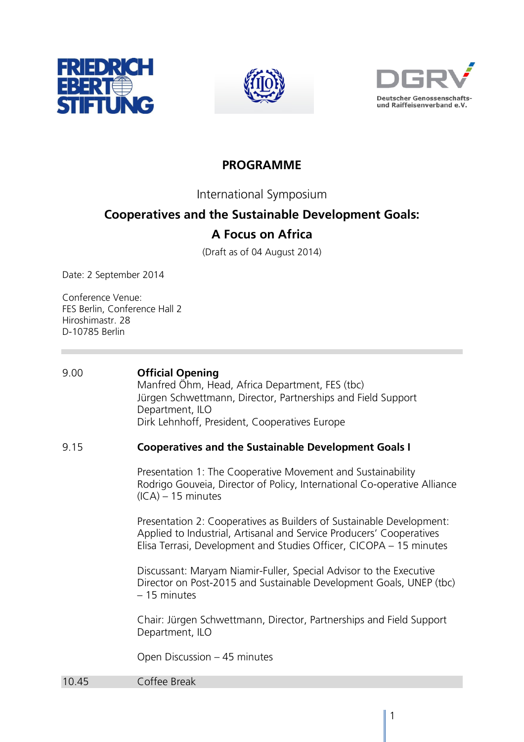# PROGRAMME

International Symposium

## Cooperatives and the Sustainable Development Goals: A Focus on Africa

(Draft as of 04 August 2014)

Date: 2 September 2014

Conference Venue:
FES Berlin, Conference Hall 2
Hiroshimastr. 28
D-10785 Berlin

---

**9.00 — Official Opening**

Manfred Öhm, Head, Africa Department, FES (tbc)
Jürgen Schwettmann, Director, Partnerships and Field Support Department, ILO
Dirk Lehnhoff, President, Cooperatives Europe

**9.15 — Cooperatives and the Sustainable Development Goals I**

Presentation 1: The Cooperative Movement and Sustainability
Rodrigo Gouveia, Director of Policy, International Co-operative Alliance (ICA) – 15 minutes

Presentation 2: Cooperatives as Builders of Sustainable Development: Applied to Industrial, Artisanal and Service Producers' Cooperatives
Elisa Terrasi, Development and Studies Officer, CICOPA – 15 minutes

Discussant: Maryam Niamir-Fuller, Special Advisor to the Executive Director on Post-2015 and Sustainable Development Goals, UNEP (tbc) – 15 minutes

Chair: Jürgen Schwettmann, Director, Partnerships and Field Support Department, ILO

Open Discussion – 45 minutes

**10.45 — Coffee Break**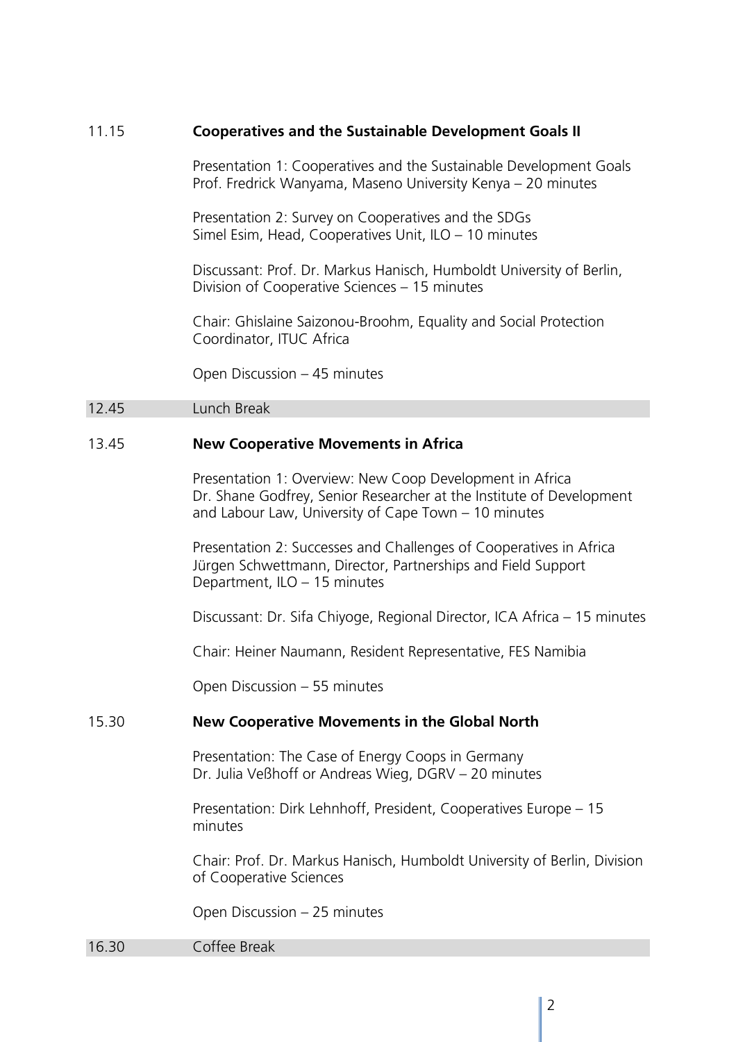11.15 **Cooperatives and the Sustainable Development Goals II**

Presentation 1: Cooperatives and the Sustainable Development Goals
Prof. Fredrick Wanyama, Maseno University Kenya – 20 minutes

Presentation 2: Survey on Cooperatives and the SDGs
Simel Esim, Head, Cooperatives Unit, ILO – 10 minutes

Discussant: Prof. Dr. Markus Hanisch, Humboldt University of Berlin, Division of Cooperative Sciences – 15 minutes

Chair: Ghislaine Saizonou-Broohm, Equality and Social Protection Coordinator, ITUC Africa

Open Discussion – 45 minutes

12.45 Lunch Break

13.45 **New Cooperative Movements in Africa**

Presentation 1: Overview: New Coop Development in Africa
Dr. Shane Godfrey, Senior Researcher at the Institute of Development and Labour Law, University of Cape Town – 10 minutes

Presentation 2: Successes and Challenges of Cooperatives in Africa
Jürgen Schwettmann, Director, Partnerships and Field Support Department, ILO – 15 minutes

Discussant: Dr. Sifa Chiyoge, Regional Director, ICA Africa – 15 minutes

Chair: Heiner Naumann, Resident Representative, FES Namibia

Open Discussion – 55 minutes

15.30 **New Cooperative Movements in the Global North**

Presentation: The Case of Energy Coops in Germany
Dr. Julia Veßhoff or Andreas Wieg, DGRV – 20 minutes

Presentation: Dirk Lehnhoff, President, Cooperatives Europe – 15 minutes

Chair: Prof. Dr. Markus Hanisch, Humboldt University of Berlin, Division of Cooperative Sciences

Open Discussion – 25 minutes

16.30 Coffee Break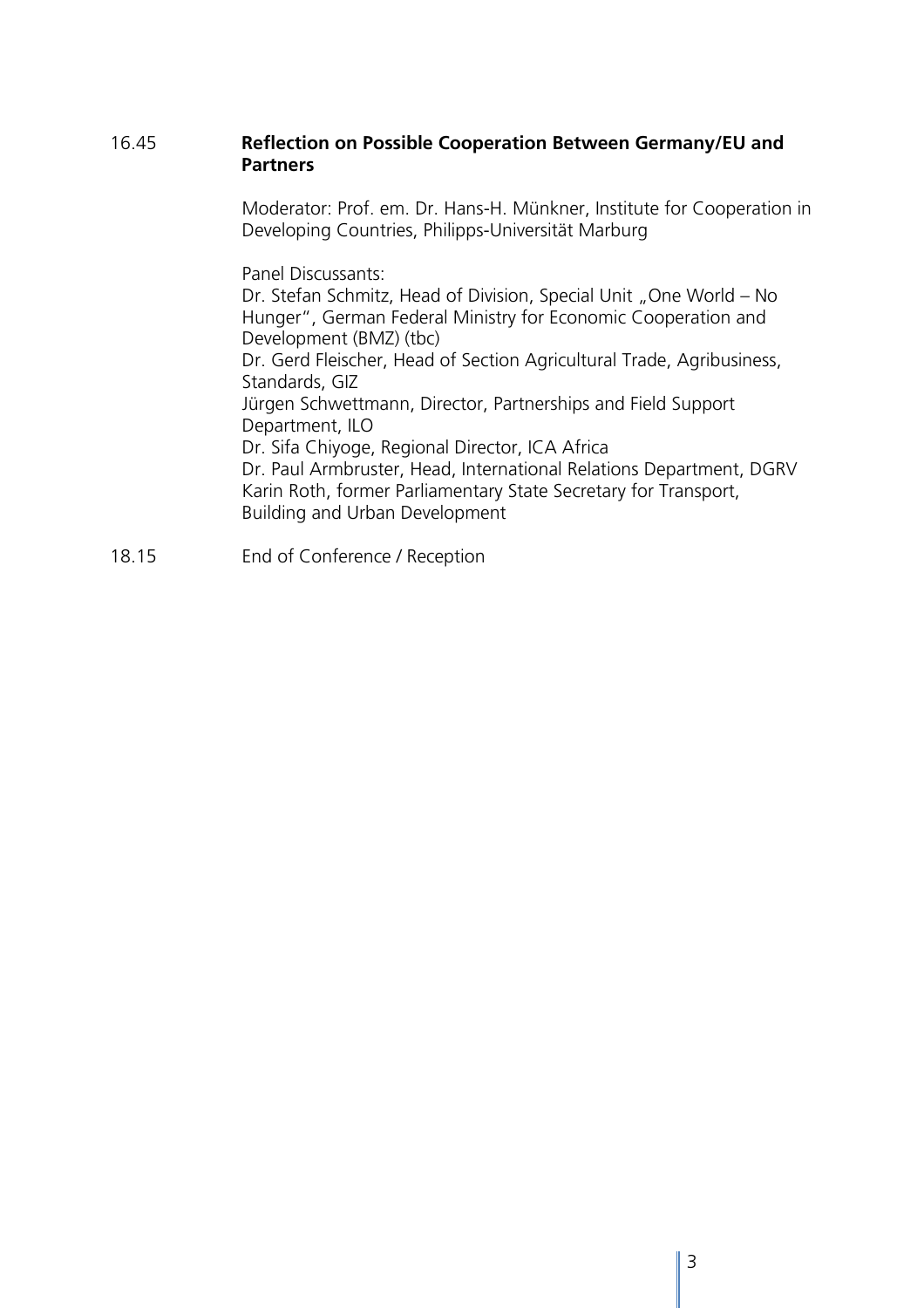16.45 **Reflection on Possible Cooperation Between Germany/EU and Partners**

Moderator: Prof. em. Dr. Hans-H. Münkner, Institute for Cooperation in Developing Countries, Philipps-Universität Marburg

Panel Discussants:
Dr. Stefan Schmitz, Head of Division, Special Unit „One World – No Hunger", German Federal Ministry for Economic Cooperation and Development (BMZ) (tbc)
Dr. Gerd Fleischer, Head of Section Agricultural Trade, Agribusiness, Standards, GIZ
Jürgen Schwettmann, Director, Partnerships and Field Support Department, ILO
Dr. Sifa Chiyoge, Regional Director, ICA Africa
Dr. Paul Armbruster, Head, International Relations Department, DGRV
Karin Roth, former Parliamentary State Secretary for Transport, Building and Urban Development

18.15 End of Conference / Reception